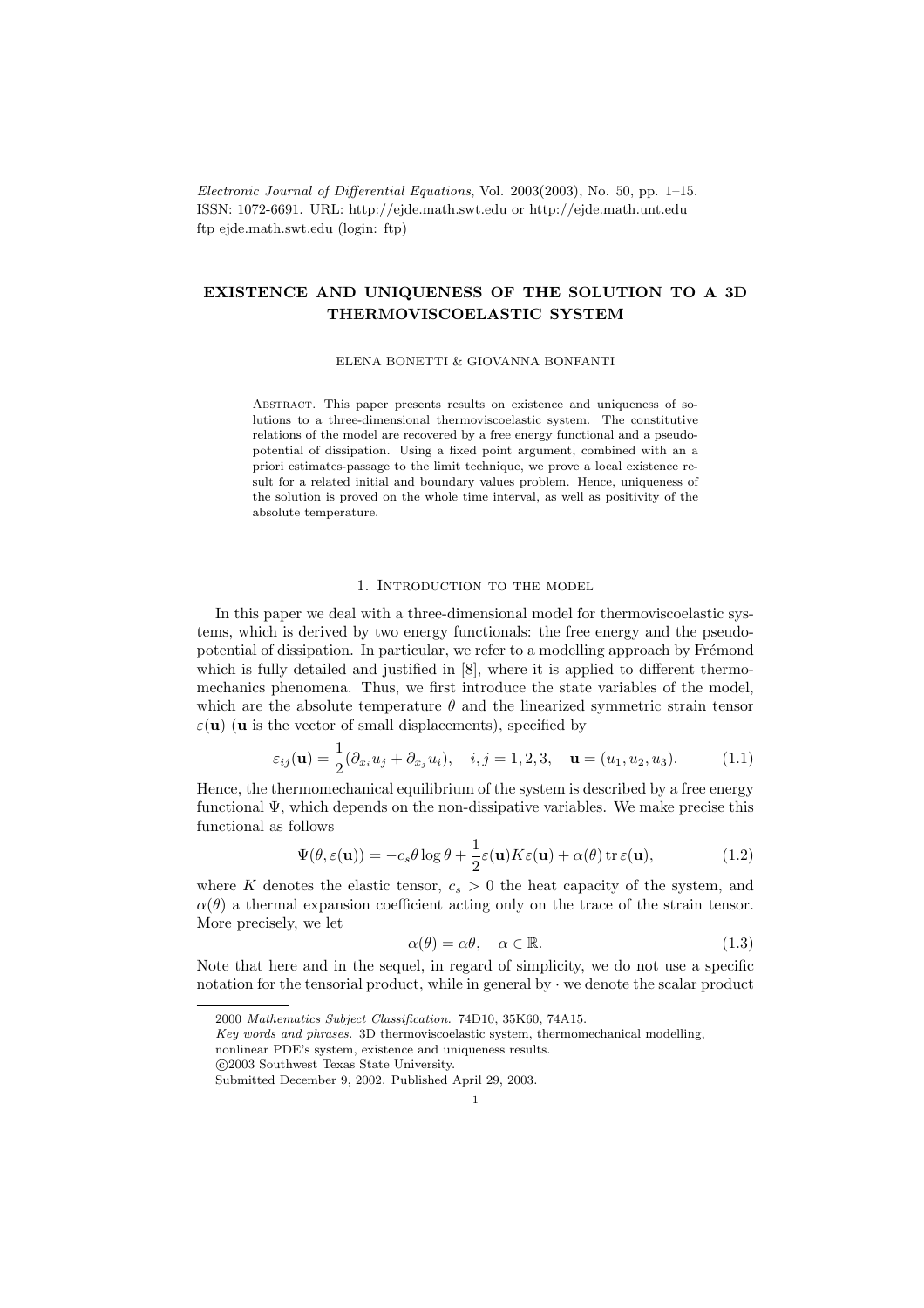*Electronic Journal of Differential Equations*, Vol. 2003(2003), No. 50, pp. 1–15.
ISSN: 1072-6691. URL: http://ejde.math.swt.edu or http://ejde.math.unt.edu
ftp ejde.math.swt.edu (login: ftp)

# EXISTENCE AND UNIQUENESS OF THE SOLUTION TO A 3D THERMOVISCOELASTIC SYSTEM

ELENA BONETTI & GIOVANNA BONFANTI

Abstract. This paper presents results on existence and uniqueness of solutions to a three-dimensional thermoviscoelastic system. The constitutive relations of the model are recovered by a free energy functional and a pseudo-potential of dissipation. Using a fixed point argument, combined with an a priori estimates-passage to the limit technique, we prove a local existence result for a related initial and boundary values problem. Hence, uniqueness of the solution is proved on the whole time interval, as well as positivity of the absolute temperature.

## 1. Introduction to the model

In this paper we deal with a three-dimensional model for thermoviscoelastic systems, which is derived by two energy functionals: the free energy and the pseudo-potential of dissipation. In particular, we refer to a modelling approach by Frémond which is fully detailed and justified in [8], where it is applied to different thermomechanics phenomena. Thus, we first introduce the state variables of the model, which are the absolute temperature $\theta$ and the linearized symmetric strain tensor $\varepsilon(\mathbf{u})$ ($\mathbf{u}$ is the vector of small displacements), specified by

$$\varepsilon_{ij}(\mathbf{u}) = \frac{1}{2}(\partial_{x_i} u_j + \partial_{x_j} u_i), \quad i,j = 1,2,3, \quad \mathbf{u} = (u_1, u_2, u_3). \tag{1.1}$$

Hence, the thermomechanical equilibrium of the system is described by a free energy functional $\Psi$, which depends on the non-dissipative variables. We make precise this functional as follows

$$\Psi(\theta, \varepsilon(\mathbf{u})) = -c_s \theta \log \theta + \frac{1}{2}\varepsilon(\mathbf{u}) K \varepsilon(\mathbf{u}) + \alpha(\theta) \operatorname{tr} \varepsilon(\mathbf{u}), \tag{1.2}$$

where $K$ denotes the elastic tensor, $c_s > 0$ the heat capacity of the system, and $\alpha(\theta)$ a thermal expansion coefficient acting only on the trace of the strain tensor. More precisely, we let

$$\alpha(\theta) = \alpha\theta, \quad \alpha \in \mathbb{R}. \tag{1.3}$$

Note that here and in the sequel, in regard of simplicity, we do not use a specific notation for the tensorial product, while in general by $\cdot$ we denote the scalar product

---

2000 *Mathematics Subject Classification.* 74D10, 35K60, 74A15.
*Key words and phrases.* 3D thermoviscoelastic system, thermomechanical modelling, nonlinear PDE's system, existence and uniqueness results.
©2003 Southwest Texas State University.
Submitted December 9, 2002. Published April 29, 2003.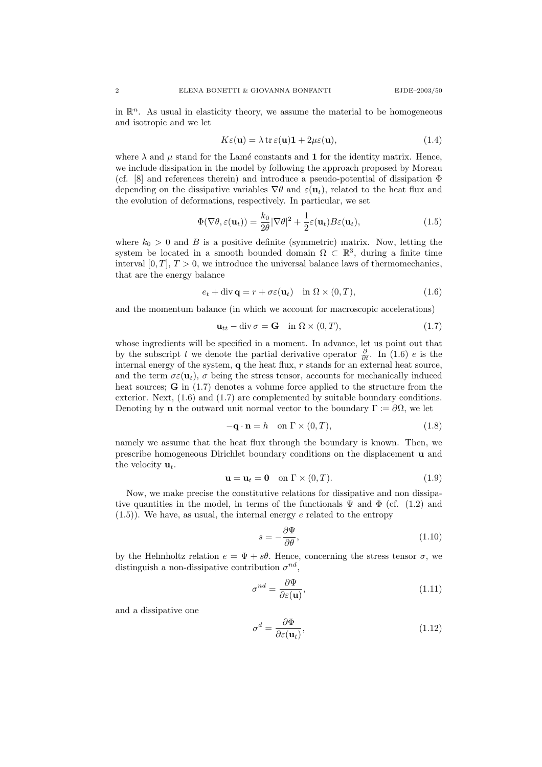in $\mathbb{R}^n$. As usual in elasticity theory, we assume the material to be homogeneous and isotropic and we let

$$K\varepsilon(\mathbf{u}) = \lambda \operatorname{tr} \varepsilon(\mathbf{u})\mathbf{1} + 2\mu\varepsilon(\mathbf{u}), \tag{1.4}$$

where $\lambda$ and $\mu$ stand for the Lamé constants and $\mathbf{1}$ for the identity matrix. Hence, we include dissipation in the model by following the approach proposed by Moreau (cf. [8] and references therein) and introduce a pseudo-potential of dissipation $\Phi$ depending on the dissipative variables $\nabla\theta$ and $\varepsilon(\mathbf{u}_t)$, related to the heat flux and the evolution of deformations, respectively. In particular, we set

$$\Phi(\nabla\theta, \varepsilon(\mathbf{u}_t)) = \frac{k_0}{2\theta}|\nabla\theta|^2 + \frac{1}{2}\varepsilon(\mathbf{u}_t)B\varepsilon(\mathbf{u}_t), \tag{1.5}$$

where $k_0 > 0$ and $B$ is a positive definite (symmetric) matrix. Now, letting the system be located in a smooth bounded domain $\Omega \subset \mathbb{R}^3$, during a finite time interval $[0, T]$, $T > 0$, we introduce the universal balance laws of thermomechanics, that are the energy balance

$$e_t + \operatorname{div} \mathbf{q} = r + \sigma\varepsilon(\mathbf{u}_t) \quad \text{in } \Omega \times (0, T), \tag{1.6}$$

and the momentum balance (in which we account for macroscopic accelerations)

$$\mathbf{u}_{tt} - \operatorname{div} \sigma = \mathbf{G} \quad \text{in } \Omega \times (0, T), \tag{1.7}$$

whose ingredients will be specified in a moment. In advance, let us point out that by the subscript $t$ we denote the partial derivative operator $\frac{\partial}{\partial t}$. In (1.6) $e$ is the internal energy of the system, $\mathbf{q}$ the heat flux, $r$ stands for an external heat source, and the term $\sigma\varepsilon(\mathbf{u}_t)$, $\sigma$ being the stress tensor, accounts for mechanically induced heat sources; $\mathbf{G}$ in (1.7) denotes a volume force applied to the structure from the exterior. Next, (1.6) and (1.7) are complemented by suitable boundary conditions. Denoting by $\mathbf{n}$ the outward unit normal vector to the boundary $\Gamma := \partial\Omega$, we let

$$-\mathbf{q} \cdot \mathbf{n} = h \quad \text{on } \Gamma \times (0, T), \tag{1.8}$$

namely we assume that the heat flux through the boundary is known. Then, we prescribe homogeneous Dirichlet boundary conditions on the displacement $\mathbf{u}$ and the velocity $\mathbf{u}_t$.

$$\mathbf{u} = \mathbf{u}_t = \mathbf{0} \quad \text{on } \Gamma \times (0, T). \tag{1.9}$$

Now, we make precise the constitutive relations for dissipative and non dissipative quantities in the model, in terms of the functionals $\Psi$ and $\Phi$ (cf. (1.2) and (1.5)). We have, as usual, the internal energy $e$ related to the entropy

$$s = -\frac{\partial\Psi}{\partial\theta}, \tag{1.10}$$

by the Helmholtz relation $e = \Psi + s\theta$. Hence, concerning the stress tensor $\sigma$, we distinguish a non-dissipative contribution $\sigma^{nd}$,

$$\sigma^{nd} = \frac{\partial\Psi}{\partial\varepsilon(\mathbf{u})}, \tag{1.11}$$

and a dissipative one

$$\sigma^{d} = \frac{\partial\Phi}{\partial\varepsilon(\mathbf{u}_t)}, \tag{1.12}$$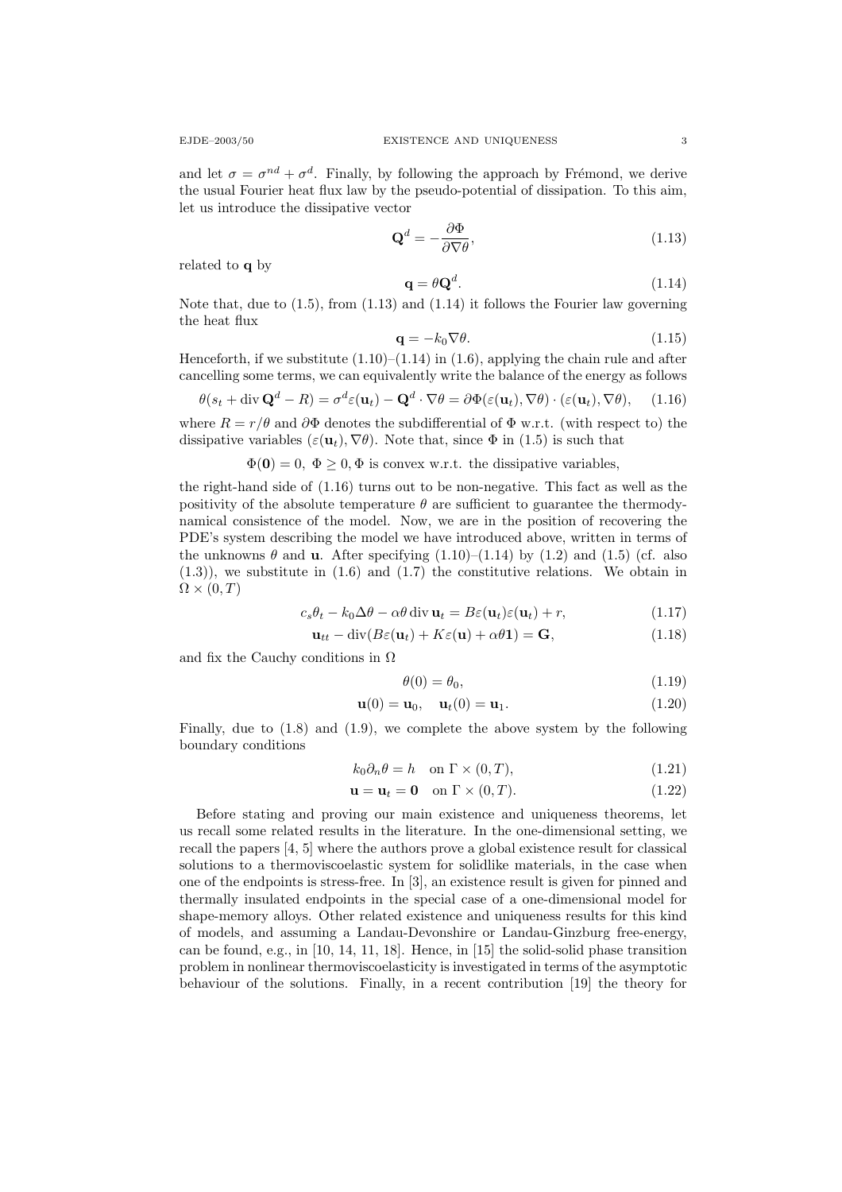and let $\sigma = \sigma^{nd} + \sigma^d$. Finally, by following the approach by Frémond, we derive the usual Fourier heat flux law by the pseudo-potential of dissipation. To this aim, let us introduce the dissipative vector

$$\mathbf{Q}^d = -\frac{\partial \Phi}{\partial \nabla \theta}, \tag{1.13}$$

related to $\mathbf{q}$ by

$$\mathbf{q} = \theta \mathbf{Q}^d. \tag{1.14}$$

Note that, due to (1.5), from (1.13) and (1.14) it follows the Fourier law governing the heat flux

$$\mathbf{q} = -k_0 \nabla \theta. \tag{1.15}$$

Henceforth, if we substitute (1.10)–(1.14) in (1.6), applying the chain rule and after cancelling some terms, we can equivalently write the balance of the energy as follows

$$\theta(s_t + \operatorname{div} \mathbf{Q}^d - R) = \sigma^d \varepsilon(\mathbf{u}_t) - \mathbf{Q}^d \cdot \nabla \theta = \partial \Phi(\varepsilon(\mathbf{u}_t), \nabla \theta) \cdot (\varepsilon(\mathbf{u}_t), \nabla \theta), \tag{1.16}$$

where $R = r/\theta$ and $\partial \Phi$ denotes the subdifferential of $\Phi$ w.r.t. (with respect to) the dissipative variables $(\varepsilon(\mathbf{u}_t), \nabla \theta)$. Note that, since $\Phi$ in (1.5) is such that

$$\Phi(\mathbf{0}) = 0,\ \Phi \geq 0, \Phi \text{ is convex w.r.t. the dissipative variables,}$$

the right-hand side of (1.16) turns out to be non-negative. This fact as well as the positivity of the absolute temperature $\theta$ are sufficient to guarantee the thermodynamical consistence of the model. Now, we are in the position of recovering the PDE's system describing the model we have introduced above, written in terms of the unknowns $\theta$ and $\mathbf{u}$. After specifying (1.10)–(1.14) by (1.2) and (1.5) (cf. also (1.3)), we substitute in (1.6) and (1.7) the constitutive relations. We obtain in $\Omega \times (0, T)$

$$c_s \theta_t - k_0 \Delta \theta - \alpha \theta \operatorname{div} \mathbf{u}_t = B\varepsilon(\mathbf{u}_t)\varepsilon(\mathbf{u}_t) + r, \tag{1.17}$$

$$\mathbf{u}_{tt} - \operatorname{div}(B\varepsilon(\mathbf{u}_t) + K\varepsilon(\mathbf{u}) + \alpha \theta \mathbf{1}) = \mathbf{G}, \tag{1.18}$$

and fix the Cauchy conditions in $\Omega$

$$\theta(0) = \theta_0, \tag{1.19}$$

$$\mathbf{u}(0) = \mathbf{u}_0, \quad \mathbf{u}_t(0) = \mathbf{u}_1. \tag{1.20}$$

Finally, due to (1.8) and (1.9), we complete the above system by the following boundary conditions

$$k_0 \partial_n \theta = h \quad \text{on } \Gamma \times (0, T), \tag{1.21}$$

$$\mathbf{u} = \mathbf{u}_t = \mathbf{0} \quad \text{on } \Gamma \times (0, T). \tag{1.22}$$

Before stating and proving our main existence and uniqueness theorems, let us recall some related results in the literature. In the one-dimensional setting, we recall the papers [4, 5] where the authors prove a global existence result for classical solutions to a thermoviscoelastic system for solidlike materials, in the case when one of the endpoints is stress-free. In [3], an existence result is given for pinned and thermally insulated endpoints in the special case of a one-dimensional model for shape-memory alloys. Other related existence and uniqueness results for this kind of models, and assuming a Landau-Devonshire or Landau-Ginzburg free-energy, can be found, e.g., in [10, 14, 11, 18]. Hence, in [15] the solid-solid phase transition problem in nonlinear thermoviscoelasticity is investigated in terms of the asymptotic behaviour of the solutions. Finally, in a recent contribution [19] the theory for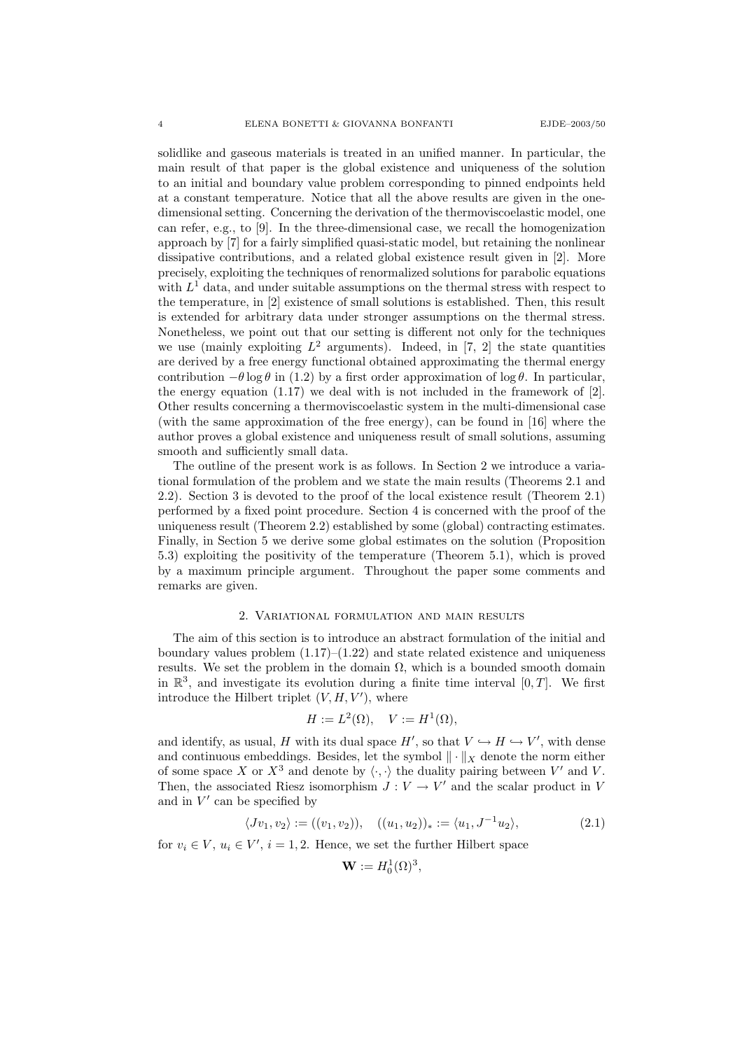solidlike and gaseous materials is treated in an unified manner. In particular, the main result of that paper is the global existence and uniqueness of the solution to an initial and boundary value problem corresponding to pinned endpoints held at a constant temperature. Notice that all the above results are given in the one-dimensional setting. Concerning the derivation of the thermoviscoelastic model, one can refer, e.g., to [9]. In the three-dimensional case, we recall the homogenization approach by [7] for a fairly simplified quasi-static model, but retaining the nonlinear dissipative contributions, and a related global existence result given in [2]. More precisely, exploiting the techniques of renormalized solutions for parabolic equations with $L^1$ data, and under suitable assumptions on the thermal stress with respect to the temperature, in [2] existence of small solutions is established. Then, this result is extended for arbitrary data under stronger assumptions on the thermal stress. Nonetheless, we point out that our setting is different not only for the techniques we use (mainly exploiting $L^2$ arguments). Indeed, in [7, 2] the state quantities are derived by a free energy functional obtained approximating the thermal energy contribution $-\theta \log \theta$ in (1.2) by a first order approximation of $\log \theta$. In particular, the energy equation (1.17) we deal with is not included in the framework of [2]. Other results concerning a thermoviscoelastic system in the multi-dimensional case (with the same approximation of the free energy), can be found in [16] where the author proves a global existence and uniqueness result of small solutions, assuming smooth and sufficiently small data.

The outline of the present work is as follows. In Section 2 we introduce a variational formulation of the problem and we state the main results (Theorems 2.1 and 2.2). Section 3 is devoted to the proof of the local existence result (Theorem 2.1) performed by a fixed point procedure. Section 4 is concerned with the proof of the uniqueness result (Theorem 2.2) established by some (global) contracting estimates. Finally, in Section 5 we derive some global estimates on the solution (Proposition 5.3) exploiting the positivity of the temperature (Theorem 5.1), which is proved by a maximum principle argument. Throughout the paper some comments and remarks are given.

## 2. Variational formulation and main results

The aim of this section is to introduce an abstract formulation of the initial and boundary values problem (1.17)–(1.22) and state related existence and uniqueness results. We set the problem in the domain $\Omega$, which is a bounded smooth domain in $\mathbb{R}^3$, and investigate its evolution during a finite time interval $[0, T]$. We first introduce the Hilbert triplet $(V, H, V')$, where

$$H := L^2(\Omega), \quad V := H^1(\Omega),$$

and identify, as usual, $H$ with its dual space $H'$, so that $V \hookrightarrow H \hookrightarrow V'$, with dense and continuous embeddings. Besides, let the symbol $\|\cdot\|_X$ denote the norm either of some space $X$ or $X^3$ and denote by $\langle \cdot, \cdot \rangle$ the duality pairing between $V'$ and $V$. Then, the associated Riesz isomorphism $J : V \to V'$ and the scalar product in $V$ and in $V'$ can be specified by

$$\langle Jv_1, v_2 \rangle := ((v_1, v_2)), \quad ((u_1, u_2))_* := \langle u_1, J^{-1}u_2 \rangle, \tag{2.1}$$

for $v_i \in V$, $u_i \in V'$, $i = 1, 2$. Hence, we set the further Hilbert space

$$\mathbf{W} := H_0^1(\Omega)^3,$$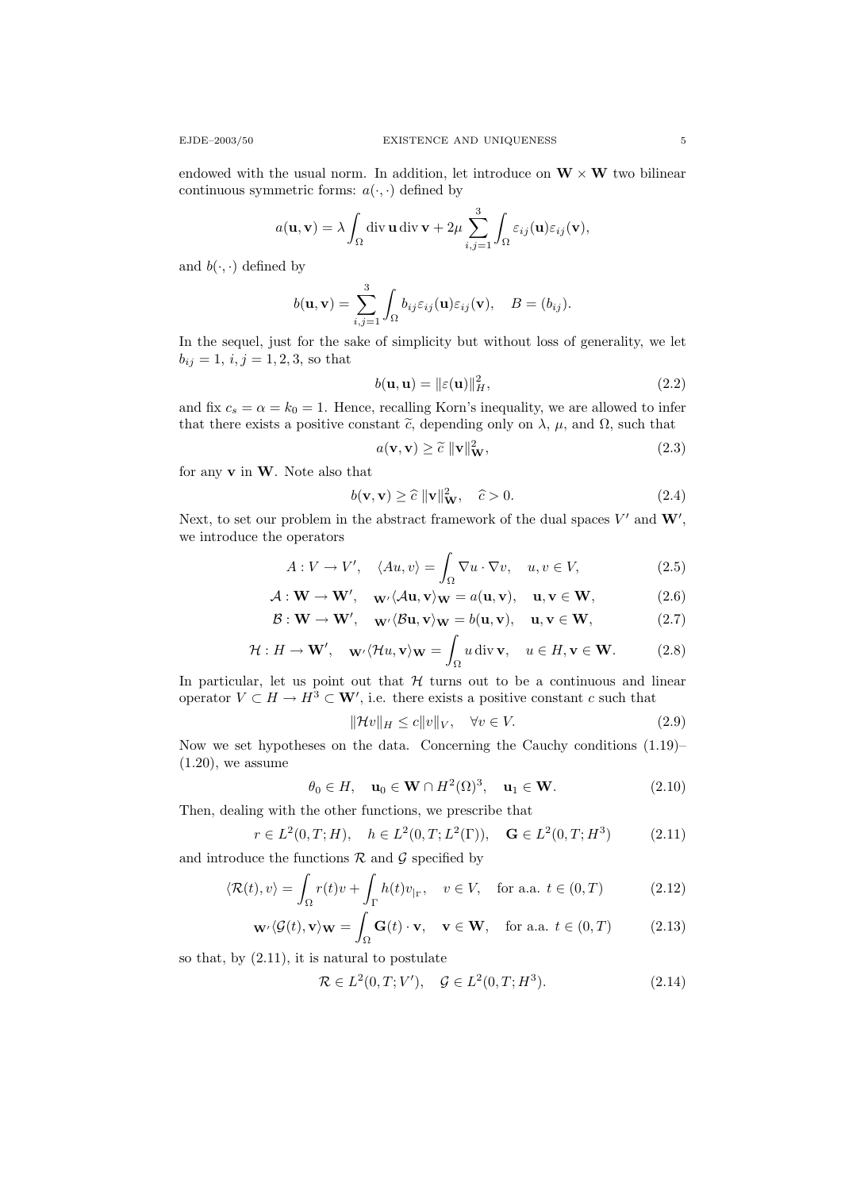endowed with the usual norm. In addition, let introduce on $\mathbf{W} \times \mathbf{W}$ two bilinear continuous symmetric forms: $a(\cdot,\cdot)$ defined by

$$a(\mathbf{u},\mathbf{v}) = \lambda \int_\Omega \operatorname{div}\mathbf{u} \operatorname{div}\mathbf{v} + 2\mu \sum_{i,j=1}^{3} \int_\Omega \varepsilon_{ij}(\mathbf{u})\varepsilon_{ij}(\mathbf{v}),$$

and $b(\cdot,\cdot)$ defined by

$$b(\mathbf{u},\mathbf{v}) = \sum_{i,j=1}^{3} \int_\Omega b_{ij}\varepsilon_{ij}(\mathbf{u})\varepsilon_{ij}(\mathbf{v}), \quad B = (b_{ij}).$$

In the sequel, just for the sake of simplicity but without loss of generality, we let $b_{ij} = 1$, $i,j = 1,2,3$, so that

$$b(\mathbf{u},\mathbf{u}) = \|\varepsilon(\mathbf{u})\|_H^2, \tag{2.2}$$

and fix $c_s = \alpha = k_0 = 1$. Hence, recalling Korn's inequality, we are allowed to infer that there exists a positive constant $\widetilde{c}$, depending only on $\lambda$, $\mu$, and $\Omega$, such that

$$a(\mathbf{v},\mathbf{v}) \geq \widetilde{c}\, \|\mathbf{v}\|_{\mathbf{W}}^2, \tag{2.3}$$

for any $\mathbf{v}$ in $\mathbf{W}$. Note also that

$$b(\mathbf{v},\mathbf{v}) \geq \widehat{c}\, \|\mathbf{v}\|_{\mathbf{W}}^2, \quad \widehat{c} > 0. \tag{2.4}$$

Next, to set our problem in the abstract framework of the dual spaces $V'$ and $\mathbf{W}'$, we introduce the operators

$$A : V \to V', \quad \langle Au, v\rangle = \int_\Omega \nabla u \cdot \nabla v, \quad u, v \in V, \tag{2.5}$$

$$\mathcal{A} : \mathbf{W} \to \mathbf{W}', \quad {}_{\mathbf{W}'}\langle \mathcal{A}\mathbf{u}, \mathbf{v}\rangle_{\mathbf{W}} = a(\mathbf{u},\mathbf{v}), \quad \mathbf{u},\mathbf{v} \in \mathbf{W}, \tag{2.6}$$

$$\mathcal{B} : \mathbf{W} \to \mathbf{W}', \quad {}_{\mathbf{W}'}\langle \mathcal{B}\mathbf{u}, \mathbf{v}\rangle_{\mathbf{W}} = b(\mathbf{u},\mathbf{v}), \quad \mathbf{u},\mathbf{v} \in \mathbf{W}, \tag{2.7}$$

$$\mathcal{H} : H \to \mathbf{W}', \quad {}_{\mathbf{W}'}\langle \mathcal{H}u, \mathbf{v}\rangle_{\mathbf{W}} = \int_\Omega u \operatorname{div}\mathbf{v}, \quad u \in H, \mathbf{v} \in \mathbf{W}. \tag{2.8}$$

In particular, let us point out that $\mathcal{H}$ turns out to be a continuous and linear operator $V \subset H \to H^3 \subset \mathbf{W}'$, i.e. there exists a positive constant $c$ such that

$$\|\mathcal{H}v\|_H \leq c\|v\|_V, \quad \forall v \in V. \tag{2.9}$$

Now we set hypotheses on the data. Concerning the Cauchy conditions (1.19)–(1.20), we assume

$$\theta_0 \in H, \quad \mathbf{u}_0 \in \mathbf{W} \cap H^2(\Omega)^3, \quad \mathbf{u}_1 \in \mathbf{W}. \tag{2.10}$$

Then, dealing with the other functions, we prescribe that

$$r \in L^2(0,T;H), \quad h \in L^2(0,T;L^2(\Gamma)), \quad \mathbf{G} \in L^2(0,T;H^3) \tag{2.11}$$

and introduce the functions $\mathcal{R}$ and $\mathcal{G}$ specified by

$$\langle \mathcal{R}(t), v\rangle = \int_\Omega r(t)v + \int_\Gamma h(t)v_{|_\Gamma}, \quad v \in V, \quad \text{for a.a. } t \in (0,T) \tag{2.12}$$

$${}_{\mathbf{W}'}\langle \mathcal{G}(t), \mathbf{v}\rangle_{\mathbf{W}} = \int_\Omega \mathbf{G}(t)\cdot\mathbf{v}, \quad \mathbf{v} \in \mathbf{W}, \quad \text{for a.a. } t \in (0,T) \tag{2.13}$$

so that, by (2.11), it is natural to postulate

$$\mathcal{R} \in L^2(0,T;V'), \quad \mathcal{G} \in L^2(0,T;H^3). \tag{2.14}$$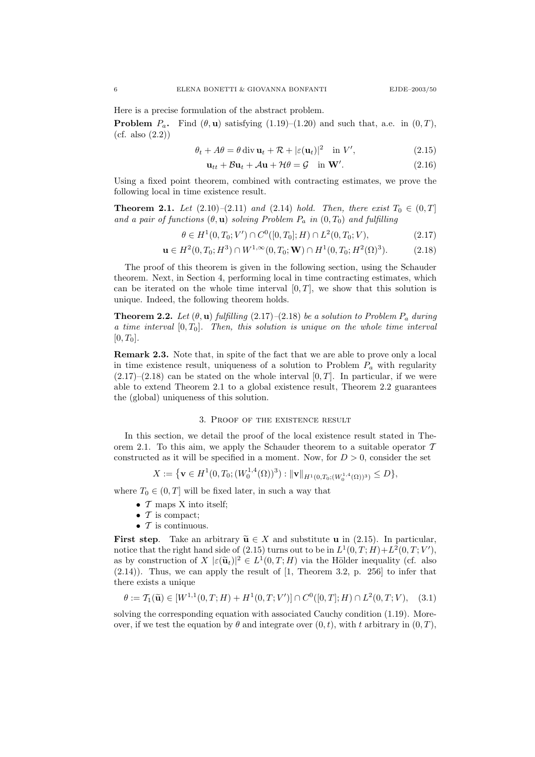Here is a precise formulation of the abstract problem.

**Problem $P_a$.** Find $(\theta, \mathbf{u})$ satisfying (1.19)–(1.20) and such that, a.e. in $(0,T)$, (cf. also (2.2))

$$\theta_t + A\theta = \theta \operatorname{div} \mathbf{u}_t + \mathcal{R} + |\varepsilon(\mathbf{u}_t)|^2 \quad \text{in } V', \tag{2.15}$$

$$\mathbf{u}_{tt} + \mathcal{B}\mathbf{u}_t + \mathcal{A}\mathbf{u} + \mathcal{H}\theta = \mathcal{G} \quad \text{in } \mathbf{W}'. \tag{2.16}$$

Using a fixed point theorem, combined with contracting estimates, we prove the following local in time existence result.

**Theorem 2.1.** *Let (2.10)–(2.11) and (2.14) hold. Then, there exist $T_0 \in (0,T]$ and a pair of functions $(\theta, \mathbf{u})$ solving Problem $P_a$ in $(0,T_0)$ and fulfilling*

$$\theta \in H^1(0,T_0;V') \cap C^0([0,T_0];H) \cap L^2(0,T_0;V), \tag{2.17}$$

$$\mathbf{u} \in H^2(0,T_0;H^3) \cap W^{1,\infty}(0,T_0;\mathbf{W}) \cap H^1(0,T_0;H^2(\Omega)^3). \tag{2.18}$$

The proof of this theorem is given in the following section, using the Schauder theorem. Next, in Section 4, performing local in time contracting estimates, which can be iterated on the whole time interval $[0,T]$, we show that this solution is unique. Indeed, the following theorem holds.

**Theorem 2.2.** *Let $(\theta, \mathbf{u})$ fulfilling (2.17)–(2.18) be a solution to Problem $P_a$ during a time interval $[0,T_0]$. Then, this solution is unique on the whole time interval $[0,T_0]$.*

**Remark 2.3.** Note that, in spite of the fact that we are able to prove only a local in time existence result, uniqueness of a solution to Problem $P_a$ with regularity (2.17)–(2.18) can be stated on the whole interval $[0,T]$. In particular, if we were able to extend Theorem 2.1 to a global existence result, Theorem 2.2 guarantees the (global) uniqueness of this solution.

## 3. Proof of the existence result

In this section, we detail the proof of the local existence result stated in Theorem 2.1. To this aim, we apply the Schauder theorem to a suitable operator $\mathcal{T}$ constructed as it will be specified in a moment. Now, for $D > 0$, consider the set

$$X := \{\mathbf{v} \in H^1(0,T_0;(W_0^{1,4}(\Omega))^3) : \|\mathbf{v}\|_{H^1(0,T_0;(W_0^{1,4}(\Omega))^3)} \le D\},$$

where $T_0 \in (0,T]$ will be fixed later, in such a way that

- $\mathcal{T}$ maps X into itself;
- $\mathcal{T}$ is compact;
- $\mathcal{T}$ is continuous.

**First step**. Take an arbitrary $\widetilde{\mathbf{u}} \in X$ and substitute $\mathbf{u}$ in (2.15). In particular, notice that the right hand side of (2.15) turns out to be in $L^1(0,T;H) + L^2(0,T;V')$, as by construction of $X$ $|\varepsilon(\widetilde{\mathbf{u}}_t)|^2 \in L^1(0,T;H)$ via the Hölder inequality (cf. also (2.14)). Thus, we can apply the result of [1, Theorem 3.2, p. 256] to infer that there exists a unique

$$\theta := \mathcal{T}_1(\widetilde{\mathbf{u}}) \in [W^{1,1}(0,T;H) + H^1(0,T;V')] \cap C^0([0,T];H) \cap L^2(0,T;V), \tag{3.1}$$

solving the corresponding equation with associated Cauchy condition (1.19). Moreover, if we test the equation by $\theta$ and integrate over $(0,t)$, with $t$ arbitrary in $(0,T)$,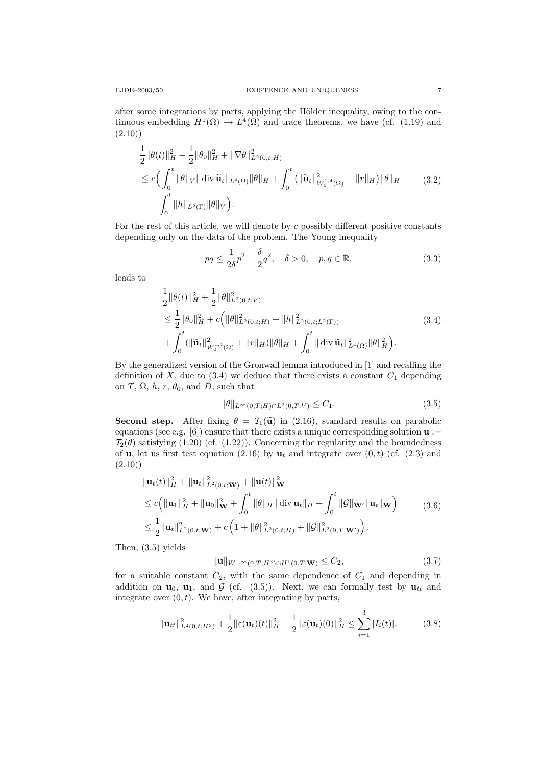after some integrations by parts, applying the Hölder inequality, owing to the continuous embedding $H^1(\Omega) \hookrightarrow L^4(\Omega)$ and trace theorems, we have (cf. (1.19) and (2.10))

$$
\begin{aligned}
&\frac{1}{2}\|\theta(t)\|_H^2 - \frac{1}{2}\|\theta_0\|_H^2 + \|\nabla\theta\|^2_{L^2(0,t;H)} \\
&\leq c\Big(\int_0^t \|\theta\|_V \|\operatorname{div}\widetilde{\mathbf{u}}_t\|_{L^4(\Omega)}\|\theta\|_H + \int_0^t \big(\|\widetilde{\mathbf{u}}_t\|^2_{W_0^{1,4}(\Omega)} + \|r\|_H\big)\|\theta\|_H \\
&\quad + \int_0^t \|h\|_{L^2(\Gamma)}\|\theta\|_V\Big).
\end{aligned} \tag{3.2}
$$

For the rest of this article, we will denote by $c$ possibly different positive constants depending only on the data of the problem. The Young inequality

$$
pq \leq \frac{1}{2\delta}p^2 + \frac{\delta}{2}q^2, \quad \delta > 0, \quad p, q \in \mathbb{R}, \tag{3.3}
$$

leads to

$$
\begin{aligned}
&\frac{1}{2}\|\theta(t)\|_H^2 + \frac{1}{2}\|\theta\|^2_{L^2(0,t;V)} \\
&\leq \frac{1}{2}\|\theta_0\|_H^2 + c\Big(\|\theta\|^2_{L^2(0,t;H)} + \|h\|^2_{L^2(0,t;L^2(\Gamma))} \\
&\quad + \int_0^t (\|\widetilde{\mathbf{u}}_t\|^2_{W_0^{1,4}(\Omega)} + \|r\|_H)\|\theta\|_H + \int_0^t \|\operatorname{div}\widetilde{\mathbf{u}}_t\|^2_{L^4(\Omega)}\|\theta\|_H^2\Big).
\end{aligned} \tag{3.4}
$$

By the generalized version of the Gronwall lemma introduced in [1] and recalling the definition of $X$, due to (3.4) we deduce that there exists a constant $C_1$ depending on $T$, $\Omega$, $h$, $r$, $\theta_0$, and $D$, such that

$$
\|\theta\|_{L^\infty(0,T;H)\cap L^2(0,T;V)} \leq C_1. \tag{3.5}
$$

**Second step.** After fixing $\theta = \mathcal{T}_1(\widetilde{\mathbf{u}})$ in (2.16), standard results on parabolic equations (see e.g. [6]) ensure that there exists a unique corresponding solution $\mathbf{u} := \mathcal{T}_2(\theta)$ satisfying (1.20) (cf. (1.22)). Concerning the regularity and the boundedness of $\mathbf{u}$, let us first test equation (2.16) by $\mathbf{u}_t$ and integrate over $(0,t)$ (cf. (2.3) and (2.10))

$$
\begin{aligned}
&\|\mathbf{u}_t(t)\|_H^2 + \|\mathbf{u}_t\|^2_{L^2(0,t;\mathbf{W})} + \|\mathbf{u}(t)\|^2_{\mathbf{W}} \\
&\leq c\Big(\|\mathbf{u}_1\|_H^2 + \|\mathbf{u}_0\|^2_{\mathbf{W}} + \int_0^t \|\theta\|_H\|\operatorname{div}\mathbf{u}_t\|_H + \int_0^t \|\mathcal{G}\|_{\mathbf{W}'}\|\mathbf{u}_t\|_{\mathbf{W}}\Big) \\
&\leq \frac{1}{2}\|\mathbf{u}_t\|^2_{L^2(0,t;\mathbf{W})} + c\left(1 + \|\theta\|^2_{L^2(0,t;H)} + \|\mathcal{G}\|^2_{L^2(0,T;\mathbf{W}')}\right).
\end{aligned} \tag{3.6}
$$

Then, (3.5) yields

$$
\|\mathbf{u}\|_{W^{1,\infty}(0,T;H^3)\cap H^1(0,T;\mathbf{W})} \leq C_2, \tag{3.7}
$$

for a suitable constant $C_2$, with the same dependence of $C_1$ and depending in addition on $\mathbf{u}_0$, $\mathbf{u}_1$, and $\mathcal{G}$ (cf. (3.5)). Next, we can formally test by $\mathbf{u}_{tt}$ and integrate over $(0,t)$. We have, after integrating by parts,

$$
\|\mathbf{u}_{tt}\|^2_{L^2(0,t;H^3)} + \frac{1}{2}\|\varepsilon(\mathbf{u}_t)(t)\|_H^2 - \frac{1}{2}\|\varepsilon(\mathbf{u}_t)(0)\|_H^2 \leq \sum_{i=1}^3 |I_i(t)|, \tag{3.8}
$$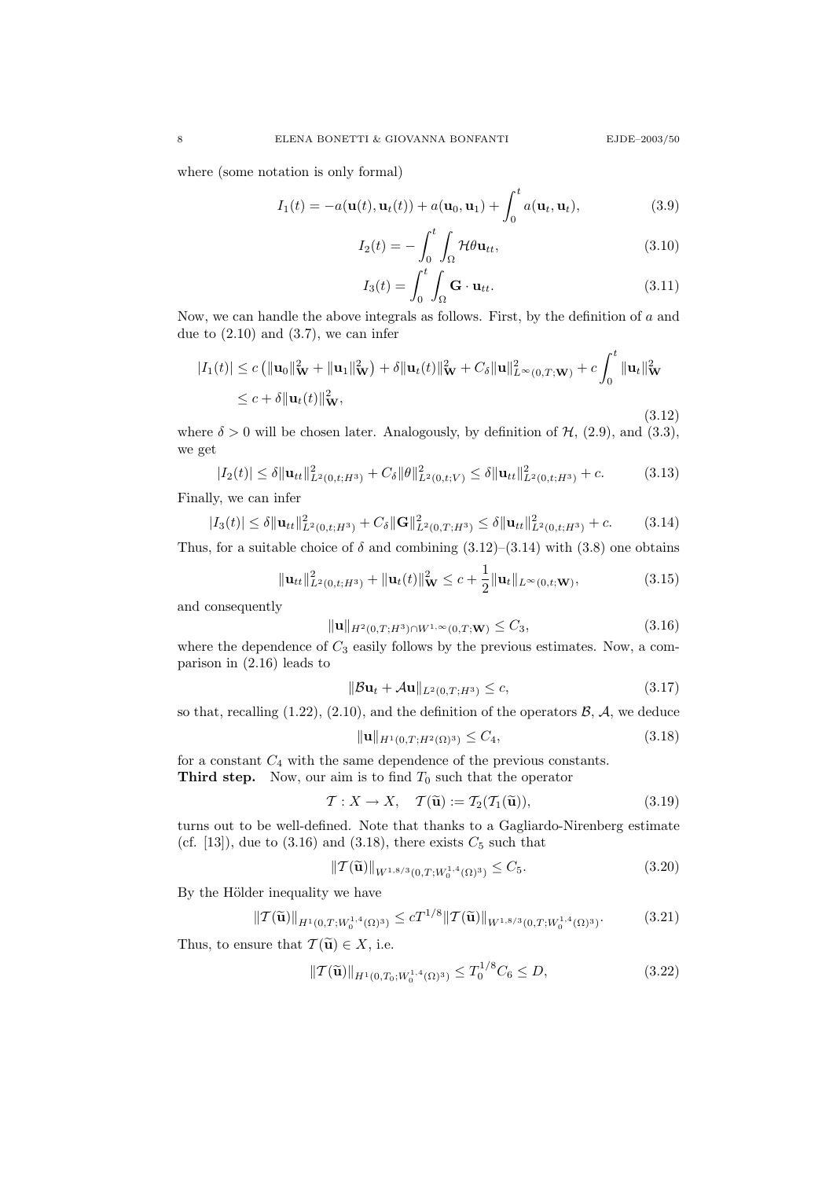where (some notation is only formal)

$$I_1(t) = -a(\mathbf{u}(t), \mathbf{u}_t(t)) + a(\mathbf{u}_0, \mathbf{u}_1) + \int_0^t a(\mathbf{u}_t, \mathbf{u}_t), \tag{3.9}$$

$$I_2(t) = -\int_0^t \int_\Omega \mathcal{H}\theta \mathbf{u}_{tt}, \tag{3.10}$$

$$I_3(t) = \int_0^t \int_\Omega \mathbf{G} \cdot \mathbf{u}_{tt}. \tag{3.11}$$

Now, we can handle the above integrals as follows. First, by the definition of $a$ and due to (2.10) and (3.7), we can infer

$$\begin{aligned} |I_1(t)| &\le c\left(\|\mathbf{u}_0\|^2_{\mathbf{W}} + \|\mathbf{u}_1\|^2_{\mathbf{W}}\right) + \delta\|\mathbf{u}_t(t)\|^2_{\mathbf{W}} + C_\delta\|\mathbf{u}\|^2_{L^\infty(0,T;\mathbf{W})} + c\int_0^t \|\mathbf{u}_t\|^2_{\mathbf{W}} \\ &\le c + \delta\|\mathbf{u}_t(t)\|^2_{\mathbf{W}}, \end{aligned} \tag{3.12}$$

where $\delta > 0$ will be chosen later. Analogously, by definition of $\mathcal{H}$, (2.9), and (3.3), we get

$$|I_2(t)| \le \delta\|\mathbf{u}_{tt}\|^2_{L^2(0,t;H^3)} + C_\delta\|\theta\|^2_{L^2(0,t;V)} \le \delta\|\mathbf{u}_{tt}\|^2_{L^2(0,t;H^3)} + c. \tag{3.13}$$

Finally, we can infer

$$|I_3(t)| \le \delta\|\mathbf{u}_{tt}\|^2_{L^2(0,t;H^3)} + C_\delta\|\mathbf{G}\|^2_{L^2(0,T;H^3)} \le \delta\|\mathbf{u}_{tt}\|^2_{L^2(0,t;H^3)} + c. \tag{3.14}$$

Thus, for a suitable choice of $\delta$ and combining (3.12)–(3.14) with (3.8) one obtains

$$\|\mathbf{u}_{tt}\|^2_{L^2(0,t;H^3)} + \|\mathbf{u}_t(t)\|^2_{\mathbf{W}} \le c + \frac{1}{2}\|\mathbf{u}_t\|_{L^\infty(0,t;\mathbf{W})}, \tag{3.15}$$

and consequently

$$\|\mathbf{u}\|_{H^2(0,T;H^3)\cap W^{1,\infty}(0,T;\mathbf{W})} \le C_3, \tag{3.16}$$

where the dependence of $C_3$ easily follows by the previous estimates. Now, a comparison in (2.16) leads to

$$\|\mathcal{B}\mathbf{u}_t + \mathcal{A}\mathbf{u}\|_{L^2(0,T;H^3)} \le c, \tag{3.17}$$

so that, recalling (1.22), (2.10), and the definition of the operators $\mathcal{B}$, $\mathcal{A}$, we deduce

$$\|\mathbf{u}\|_{H^1(0,T;H^2(\Omega)^3)} \le C_4, \tag{3.18}$$

for a constant $C_4$ with the same dependence of the previous constants.

**Third step.** Now, our aim is to find $T_0$ such that the operator

$$\mathcal{T} : X \to X, \quad \mathcal{T}(\widetilde{\mathbf{u}}) := \mathcal{T}_2(\mathcal{T}_1(\widetilde{\mathbf{u}})), \tag{3.19}$$

turns out to be well-defined. Note that thanks to a Gagliardo-Nirenberg estimate (cf. [13]), due to (3.16) and (3.18), there exists $C_5$ such that

$$\|\mathcal{T}(\widetilde{\mathbf{u}})\|_{W^{1,8/3}(0,T;W_0^{1,4}(\Omega)^3)} \le C_5. \tag{3.20}$$

By the Hölder inequality we have

$$\|\mathcal{T}(\widetilde{\mathbf{u}})\|_{H^1(0,T;W_0^{1,4}(\Omega)^3)} \le cT^{1/8}\|\mathcal{T}(\widetilde{\mathbf{u}})\|_{W^{1,8/3}(0,T;W_0^{1,4}(\Omega)^3)}. \tag{3.21}$$

Thus, to ensure that $\mathcal{T}(\widetilde{\mathbf{u}}) \in X$, i.e.

$$\|\mathcal{T}(\widetilde{\mathbf{u}})\|_{H^1(0,T_0;W_0^{1,4}(\Omega)^3)} \le T_0^{1/8}C_6 \le D, \tag{3.22}$$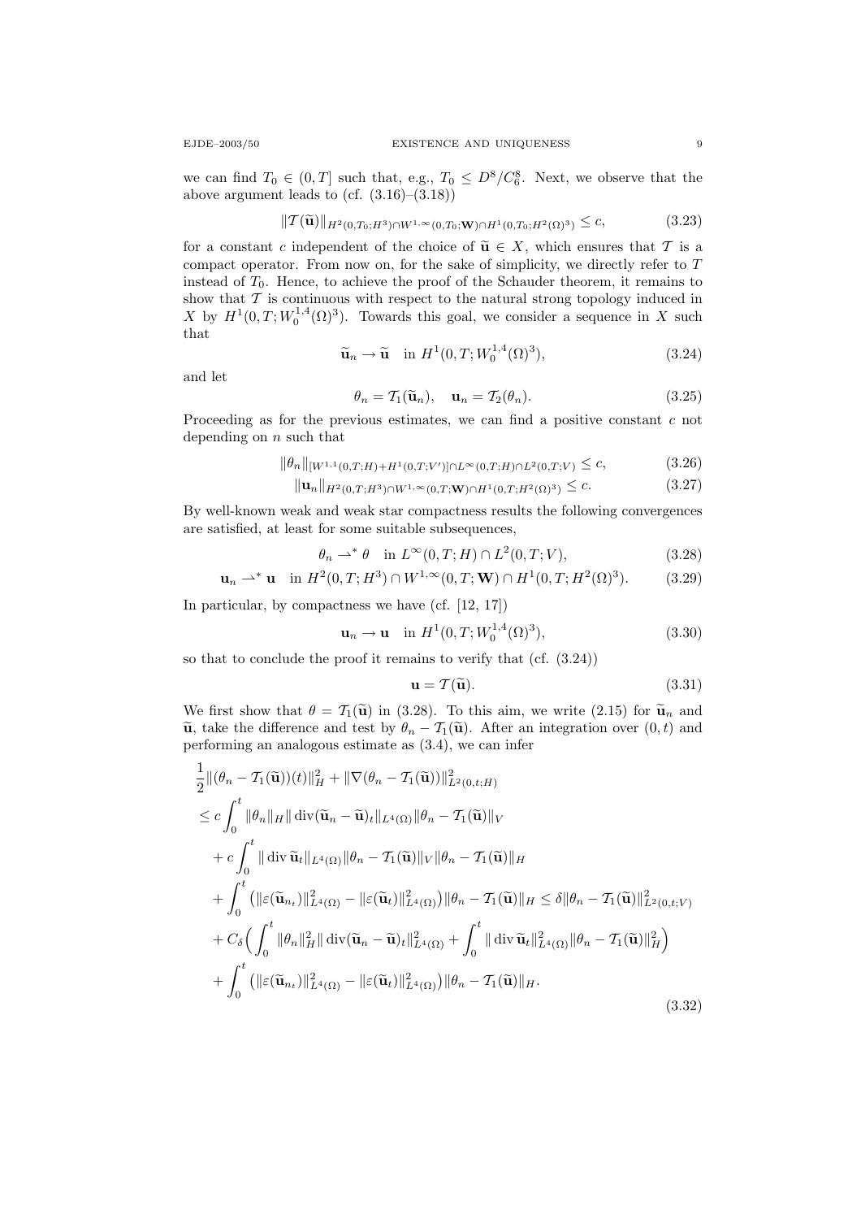we can find $T_0 \in (0,T]$ such that, e.g., $T_0 \le D^8/C_6^8$. Next, we observe that the above argument leads to (cf. (3.16)–(3.18))

$$\|\mathcal{T}(\widetilde{\mathbf{u}})\|_{H^2(0,T_0;H^3)\cap W^{1,\infty}(0,T_0;\mathbf{W})\cap H^1(0,T_0;H^2(\Omega)^3)} \le c, \tag{3.23}$$

for a constant $c$ independent of the choice of $\widetilde{\mathbf{u}} \in X$, which ensures that $\mathcal{T}$ is a compact operator. From now on, for the sake of simplicity, we directly refer to $T$ instead of $T_0$. Hence, to achieve the proof of the Schauder theorem, it remains to show that $\mathcal{T}$ is continuous with respect to the natural strong topology induced in $X$ by $H^1(0,T;W_0^{1,4}(\Omega)^3)$. Towards this goal, we consider a sequence in $X$ such that

$$\widetilde{\mathbf{u}}_n \to \widetilde{\mathbf{u}} \quad \text{in } H^1(0,T;W_0^{1,4}(\Omega)^3), \tag{3.24}$$

and let

$$\theta_n = \mathcal{T}_1(\widetilde{\mathbf{u}}_n), \quad \mathbf{u}_n = \mathcal{T}_2(\theta_n). \tag{3.25}$$

Proceeding as for the previous estimates, we can find a positive constant $c$ not depending on $n$ such that

$$\|\theta_n\|_{[W^{1,1}(0,T;H)+H^1(0,T;V')]\cap L^\infty(0,T;H)\cap L^2(0,T;V)} \le c, \tag{3.26}$$

$$\|\mathbf{u}_n\|_{H^2(0,T;H^3)\cap W^{1,\infty}(0,T;\mathbf{W})\cap H^1(0,T;H^2(\Omega)^3)} \le c. \tag{3.27}$$

By well-known weak and weak star compactness results the following convergences are satisfied, at least for some suitable subsequences,

$$\theta_n \rightharpoonup^* \theta \quad \text{in } L^\infty(0,T;H)\cap L^2(0,T;V), \tag{3.28}$$

$$\mathbf{u}_n \rightharpoonup^* \mathbf{u} \quad \text{in } H^2(0,T;H^3)\cap W^{1,\infty}(0,T;\mathbf{W})\cap H^1(0,T;H^2(\Omega)^3). \tag{3.29}$$

In particular, by compactness we have (cf. [12, 17])

$$\mathbf{u}_n \to \mathbf{u} \quad \text{in } H^1(0,T;W_0^{1,4}(\Omega)^3), \tag{3.30}$$

so that to conclude the proof it remains to verify that (cf. (3.24))

$$\mathbf{u} = \mathcal{T}(\widetilde{\mathbf{u}}). \tag{3.31}$$

We first show that $\theta = \mathcal{T}_1(\widetilde{\mathbf{u}})$ in (3.28). To this aim, we write (2.15) for $\widetilde{\mathbf{u}}_n$ and $\widetilde{\mathbf{u}}$, take the difference and test by $\theta_n - \mathcal{T}_1(\widetilde{\mathbf{u}})$. After an integration over $(0,t)$ and performing an analogous estimate as (3.4), we can infer

$$\begin{aligned}
&\frac{1}{2}\|(\theta_n - \mathcal{T}_1(\widetilde{\mathbf{u}}))(t)\|_H^2 + \|\nabla(\theta_n - \mathcal{T}_1(\widetilde{\mathbf{u}}))\|_{L^2(0,t;H)}^2 \\
&\le c\int_0^t \|\theta_n\|_H \|\operatorname{div}(\widetilde{\mathbf{u}}_n - \widetilde{\mathbf{u}})_t\|_{L^4(\Omega)} \|\theta_n - \mathcal{T}_1(\widetilde{\mathbf{u}})\|_V \\
&\quad + c\int_0^t \|\operatorname{div}\widetilde{\mathbf{u}}_t\|_{L^4(\Omega)} \|\theta_n - \mathcal{T}_1(\widetilde{\mathbf{u}})\|_V \|\theta_n - \mathcal{T}_1(\widetilde{\mathbf{u}})\|_H \\
&\quad + \int_0^t \left(\|\varepsilon(\widetilde{\mathbf{u}}_{n_t})\|_{L^4(\Omega)}^2 - \|\varepsilon(\widetilde{\mathbf{u}}_t)\|_{L^4(\Omega)}^2\right)\|\theta_n - \mathcal{T}_1(\widetilde{\mathbf{u}})\|_H \le \delta\|\theta_n - \mathcal{T}_1(\widetilde{\mathbf{u}})\|_{L^2(0,t;V)}^2 \\
&\quad + C_\delta\Big(\int_0^t \|\theta_n\|_H^2 \|\operatorname{div}(\widetilde{\mathbf{u}}_n - \widetilde{\mathbf{u}})_t\|_{L^4(\Omega)}^2 + \int_0^t \|\operatorname{div}\widetilde{\mathbf{u}}_t\|_{L^4(\Omega)}^2 \|\theta_n - \mathcal{T}_1(\widetilde{\mathbf{u}})\|_H^2\Big) \\
&\quad + \int_0^t \left(\|\varepsilon(\widetilde{\mathbf{u}}_{n_t})\|_{L^4(\Omega)}^2 - \|\varepsilon(\widetilde{\mathbf{u}}_t)\|_{L^4(\Omega)}^2\right)\|\theta_n - \mathcal{T}_1(\widetilde{\mathbf{u}})\|_H.
\end{aligned} \tag{3.32}$$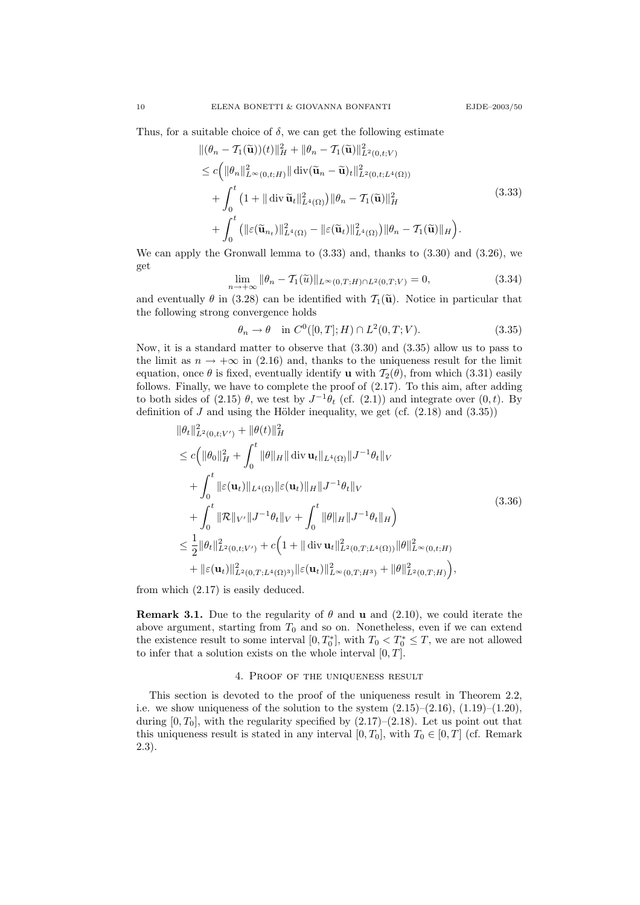Thus, for a suitable choice of $\delta$, we can get the following estimate

$$
\begin{aligned}
&\|(\theta_n - \mathcal{T}_1(\widetilde{\mathbf{u}}))(t)\|_H^2 + \|\theta_n - \mathcal{T}_1(\widetilde{\mathbf{u}})\|_{L^2(0,t;V)}^2 \\
&\leq c\Big( \|\theta_n\|_{L^\infty(0,t;H)}^2 \|\operatorname{div}(\widetilde{\mathbf{u}}_n - \widetilde{\mathbf{u}})_t\|_{L^2(0,t;L^4(\Omega))}^2 \\
&\quad + \int_0^t \big(1 + \|\operatorname{div}\widetilde{\mathbf{u}}_t\|_{L^4(\Omega)}^2\big) \|\theta_n - \mathcal{T}_1(\widetilde{\mathbf{u}})\|_H^2 \\
&\quad + \int_0^t \big( \|\varepsilon(\widetilde{\mathbf{u}}_{n_t})\|_{L^4(\Omega)}^2 - \|\varepsilon(\widetilde{\mathbf{u}}_t)\|_{L^4(\Omega)}^2 \big) \|\theta_n - \mathcal{T}_1(\widetilde{\mathbf{u}})\|_H \Big).
\end{aligned}
\tag{3.33}
$$

We can apply the Gronwall lemma to (3.33) and, thanks to (3.30) and (3.26), we get

$$
\lim_{n \to +\infty} \|\theta_n - \mathcal{T}_1(\widetilde{u})\|_{L^\infty(0,T;H) \cap L^2(0,T;V)} = 0, \tag{3.34}
$$

and eventually $\theta$ in (3.28) can be identified with $\mathcal{T}_1(\widetilde{\mathbf{u}})$. Notice in particular that the following strong convergence holds

$$
\theta_n \to \theta \quad \text{in } C^0([0,T];H) \cap L^2(0,T;V). \tag{3.35}
$$

Now, it is a standard matter to observe that (3.30) and (3.35) allow us to pass to the limit as $n \to +\infty$ in (2.16) and, thanks to the uniqueness result for the limit equation, once $\theta$ is fixed, eventually identify $\mathbf{u}$ with $\mathcal{T}_2(\theta)$, from which (3.31) easily follows. Finally, we have to complete the proof of (2.17). To this aim, after adding to both sides of (2.15) $\theta$, we test by $J^{-1}\theta_t$ (cf. (2.1)) and integrate over $(0,t)$. By definition of $J$ and using the Hölder inequality, we get (cf. (2.18) and (3.35))

$$
\begin{aligned}
&\|\theta_t\|_{L^2(0,t;V')}^2 + \|\theta(t)\|_H^2 \\
&\leq c\Big( \|\theta_0\|_H^2 + \int_0^t \|\theta\|_H \|\operatorname{div}\mathbf{u}_t\|_{L^4(\Omega)} \|J^{-1}\theta_t\|_V \\
&\quad + \int_0^t \|\varepsilon(\mathbf{u}_t)\|_{L^4(\Omega)} \|\varepsilon(\mathbf{u}_t)\|_H \|J^{-1}\theta_t\|_V \\
&\quad + \int_0^t \|\mathcal{R}\|_{V'} \|J^{-1}\theta_t\|_V + \int_0^t \|\theta\|_H \|J^{-1}\theta_t\|_H \Big) \\
&\leq \frac{1}{2}\|\theta_t\|_{L^2(0,t;V')}^2 + c\Big( 1 + \|\operatorname{div}\mathbf{u}_t\|_{L^2(0,T;L^4(\Omega))}^2 \|\theta\|_{L^\infty(0,t;H)}^2 \\
&\quad + \|\varepsilon(\mathbf{u}_t)\|_{L^2(0,T;L^4(\Omega)^3)}^2 \|\varepsilon(\mathbf{u}_t)\|_{L^\infty(0,T;H^3)}^2 + \|\theta\|_{L^2(0,T;H)}^2 \Big),
\end{aligned}
\tag{3.36}
$$

from which (2.17) is easily deduced.

**Remark 3.1.** Due to the regularity of $\theta$ and $\mathbf{u}$ and (2.10), we could iterate the above argument, starting from $T_0$ and so on. Nonetheless, even if we can extend the existence result to some interval $[0, T_0^*]$, with $T_0 < T_0^* \leq T$, we are not allowed to infer that a solution exists on the whole interval $[0,T]$.

## 4. Proof of the uniqueness result

This section is devoted to the proof of the uniqueness result in Theorem 2.2, i.e. we show uniqueness of the solution to the system (2.15)–(2.16), (1.19)–(1.20), during $[0, T_0]$, with the regularity specified by (2.17)–(2.18). Let us point out that this uniqueness result is stated in any interval $[0, T_0]$, with $T_0 \in [0,T]$ (cf. Remark 2.3).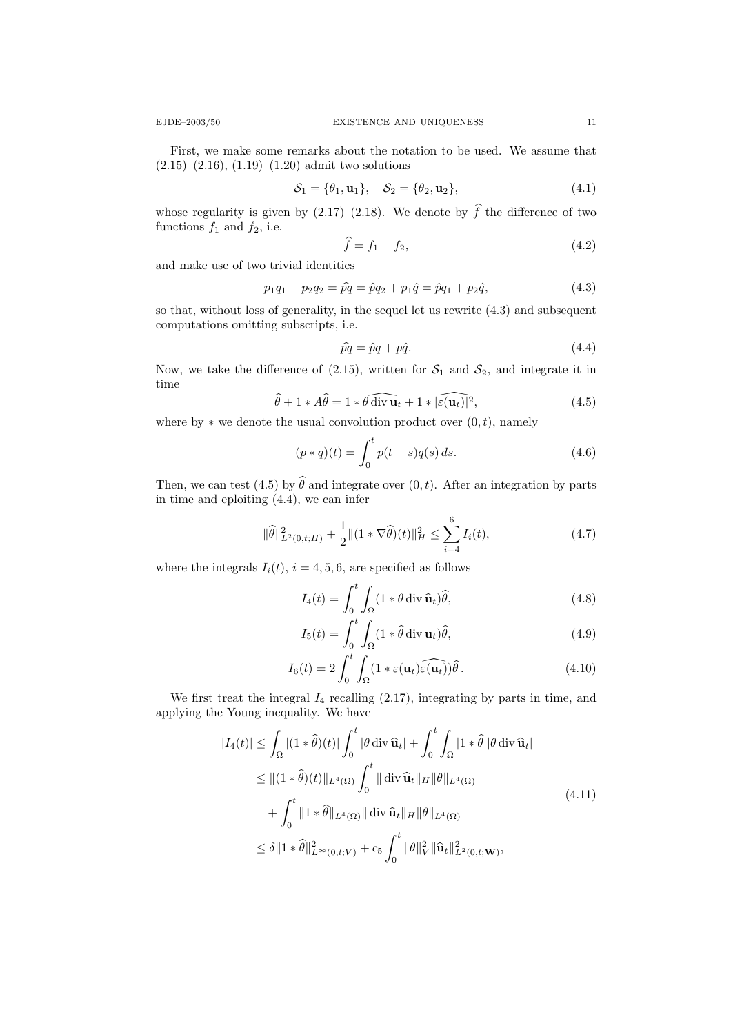First, we make some remarks about the notation to be used. We assume that (2.15)–(2.16), (1.19)–(1.20) admit two solutions

$$\mathcal{S}_1 = \{\theta_1, \mathbf{u}_1\}, \quad \mathcal{S}_2 = \{\theta_2, \mathbf{u}_2\}, \tag{4.1}$$

whose regularity is given by (2.17)–(2.18). We denote by $\widehat{f}$ the difference of two functions $f_1$ and $f_2$, i.e.

$$\widehat{f} = f_1 - f_2, \tag{4.2}$$

and make use of two trivial identities

$$p_1 q_1 - p_2 q_2 = \widehat{pq} = \hat{p} q_2 + p_1 \hat{q} = \hat{p} q_1 + p_2 \hat{q}, \tag{4.3}$$

so that, without loss of generality, in the sequel let us rewrite (4.3) and subsequent computations omitting subscripts, i.e.

$$\widehat{pq} = \hat{p} q + p \hat{q}. \tag{4.4}$$

Now, we take the difference of (2.15), written for $\mathcal{S}_1$ and $\mathcal{S}_2$, and integrate it in time

$$\widehat{\theta} + 1 * A\widehat{\theta} = 1 * \widehat{\theta \operatorname{div} \mathbf{u}_t} + 1 * \widehat{|\varepsilon(\mathbf{u}_t)|^2}, \tag{4.5}$$

where by $*$ we denote the usual convolution product over $(0,t)$, namely

$$(p * q)(t) = \int_0^t p(t-s) q(s)\, ds. \tag{4.6}$$

Then, we can test (4.5) by $\widehat{\theta}$ and integrate over $(0,t)$. After an integration by parts in time and eploiting (4.4), we can infer

$$\|\widehat{\theta}\|^2_{L^2(0,t;H)} + \frac{1}{2}\|(1 * \nabla\widehat{\theta})(t)\|^2_H \le \sum_{i=4}^{6} I_i(t), \tag{4.7}$$

where the integrals $I_i(t)$, $i = 4, 5, 6$, are specified as follows

$$I_4(t) = \int_0^t \int_\Omega (1 * \theta \operatorname{div} \widehat{\mathbf{u}}_t)\widehat{\theta}, \tag{4.8}$$

$$I_5(t) = \int_0^t \int_\Omega (1 * \widehat{\theta} \operatorname{div} \mathbf{u}_t)\widehat{\theta}, \tag{4.9}$$

$$I_6(t) = 2\int_0^t \int_\Omega (1 * \varepsilon(\mathbf{u}_t)\widehat{\varepsilon(\mathbf{u}_t)})\widehat{\theta}\,. \tag{4.10}$$

We first treat the integral $I_4$ recalling (2.17), integrating by parts in time, and applying the Young inequality. We have

$$\begin{aligned}
|I_4(t)| &\le \int_\Omega |(1 * \widehat{\theta})(t)| \int_0^t |\theta \operatorname{div} \widehat{\mathbf{u}}_t| + \int_0^t \int_\Omega |1 * \widehat{\theta}||\theta \operatorname{div} \widehat{\mathbf{u}}_t| \\
&\le \|(1 * \widehat{\theta})(t)\|_{L^4(\Omega)} \int_0^t \|\operatorname{div} \widehat{\mathbf{u}}_t\|_H \|\theta\|_{L^4(\Omega)} \\
&\quad + \int_0^t \|1 * \widehat{\theta}\|_{L^4(\Omega)} \|\operatorname{div} \widehat{\mathbf{u}}_t\|_H \|\theta\|_{L^4(\Omega)} \\
&\le \delta \|1 * \widehat{\theta}\|^2_{L^\infty(0,t;V)} + c_5 \int_0^t \|\theta\|^2_V \|\widehat{\mathbf{u}}_t\|^2_{L^2(0,t;\mathbf{W})},
\end{aligned} \tag{4.11}$$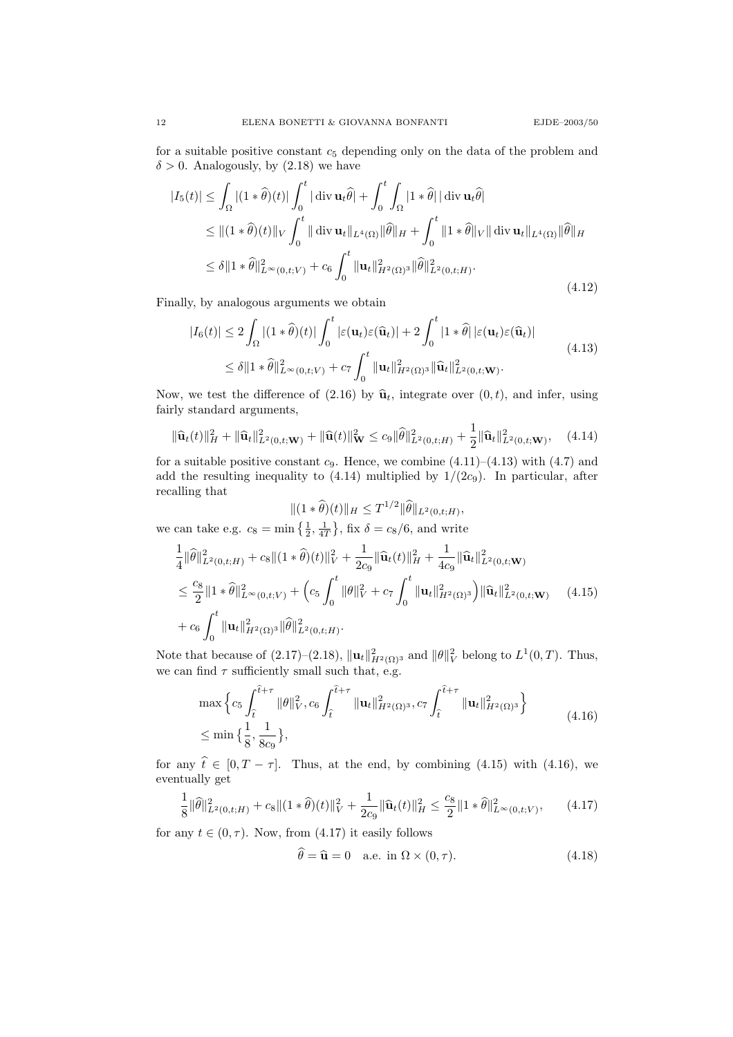for a suitable positive constant $c_5$ depending only on the data of the problem and $\delta > 0$. Analogously, by (2.18) we have

$$
\begin{aligned}
|I_5(t)| &\le \int_\Omega |(1 * \widehat{\theta})(t)| \int_0^t |\operatorname{div} \mathbf{u}_t \widehat{\theta}| + \int_0^t \int_\Omega |1 * \widehat{\theta}| \, |\operatorname{div} \mathbf{u}_t \widehat{\theta}| \\
&\le \|(1 * \widehat{\theta})(t)\|_V \int_0^t \|\operatorname{div} \mathbf{u}_t\|_{L^4(\Omega)} \|\widehat{\theta}\|_H + \int_0^t \|1 * \widehat{\theta}\|_V \|\operatorname{div} \mathbf{u}_t\|_{L^4(\Omega)} \|\widehat{\theta}\|_H \\
&\le \delta \|1 * \widehat{\theta}\|^2_{L^\infty(0,t;V)} + c_6 \int_0^t \|\mathbf{u}_t\|^2_{H^2(\Omega)^3} \|\widehat{\theta}\|^2_{L^2(0,t;H)}.
\end{aligned}
\tag{4.12}
$$

Finally, by analogous arguments we obtain

$$
\begin{aligned}
|I_6(t)| &\le 2 \int_\Omega |(1 * \widehat{\theta})(t)| \int_0^t |\varepsilon(\mathbf{u}_t) \varepsilon(\widehat{\mathbf{u}}_t)| + 2 \int_0^t |1 * \widehat{\theta}| \, |\varepsilon(\mathbf{u}_t) \varepsilon(\widehat{\mathbf{u}}_t)| \\
&\le \delta \|1 * \widehat{\theta}\|^2_{L^\infty(0,t;V)} + c_7 \int_0^t \|\mathbf{u}_t\|^2_{H^2(\Omega)^3} \|\widehat{\mathbf{u}}_t\|^2_{L^2(0,t;\mathbf{W})}.
\end{aligned}
\tag{4.13}
$$

Now, we test the difference of (2.16) by $\widehat{\mathbf{u}}_t$, integrate over $(0,t)$, and infer, using fairly standard arguments,

$$
\|\widehat{\mathbf{u}}_t(t)\|^2_H + \|\widehat{\mathbf{u}}_t\|^2_{L^2(0,t;\mathbf{W})} + \|\widehat{\mathbf{u}}(t)\|^2_{\mathbf{W}} \le c_9 \|\widehat{\theta}\|^2_{L^2(0,t;H)} + \frac{1}{2} \|\widehat{\mathbf{u}}_t\|^2_{L^2(0,t;\mathbf{W})}, \tag{4.14}
$$

for a suitable positive constant $c_9$. Hence, we combine (4.11)–(4.13) with (4.7) and add the resulting inequality to (4.14) multiplied by $1/(2c_9)$. In particular, after recalling that

$$
\|(1 * \widehat{\theta})(t)\|_H \le T^{1/2} \|\widehat{\theta}\|_{L^2(0,t;H)},
$$

we can take e.g. $c_8 = \min\left\{\frac{1}{2}, \frac{1}{4T}\right\}$, fix $\delta = c_8/6$, and write

$$
\begin{aligned}
&\frac{1}{4} \|\widehat{\theta}\|^2_{L^2(0,t;H)} + c_8 \|(1 * \widehat{\theta})(t)\|^2_V + \frac{1}{2c_9} \|\widehat{\mathbf{u}}_t(t)\|^2_H + \frac{1}{4c_9} \|\widehat{\mathbf{u}}_t\|^2_{L^2(0,t;\mathbf{W})} \\
&\le \frac{c_8}{2} \|1 * \widehat{\theta}\|^2_{L^\infty(0,t;V)} + \Big( c_5 \int_0^t \|\theta\|^2_V + c_7 \int_0^t \|\mathbf{u}_t\|^2_{H^2(\Omega)^3} \Big) \|\widehat{\mathbf{u}}_t\|^2_{L^2(0,t;\mathbf{W})} \\
&\quad + c_6 \int_0^t \|\mathbf{u}_t\|^2_{H^2(\Omega)^3} \|\widehat{\theta}\|^2_{L^2(0,t;H)}.
\end{aligned}
\tag{4.15}
$$

Note that because of (2.17)–(2.18), $\|\mathbf{u}_t\|^2_{H^2(\Omega)^3}$ and $\|\theta\|^2_V$ belong to $L^1(0,T)$. Thus, we can find $\tau$ sufficiently small such that, e.g.

$$
\begin{aligned}
&\max \Big\{ c_5 \int_{\widehat{t}}^{\widehat{t}+\tau} \|\theta\|^2_V, c_6 \int_{\widehat{t}}^{\widehat{t}+\tau} \|\mathbf{u}_t\|^2_{H^2(\Omega)^3}, c_7 \int_{\widehat{t}}^{\widehat{t}+\tau} \|\mathbf{u}_t\|^2_{H^2(\Omega)^3} \Big\} \\
&\le \min \big\{ \frac{1}{8}, \frac{1}{8c_9} \big\},
\end{aligned}
\tag{4.16}
$$

for any $\widehat{t} \in [0, T-\tau]$. Thus, at the end, by combining (4.15) with (4.16), we eventually get

$$
\frac{1}{8} \|\widehat{\theta}\|^2_{L^2(0,t;H)} + c_8 \|(1 * \widehat{\theta})(t)\|^2_V + \frac{1}{2c_9} \|\widehat{\mathbf{u}}_t(t)\|^2_H \le \frac{c_8}{2} \|1 * \widehat{\theta}\|^2_{L^\infty(0,t;V)}, \tag{4.17}
$$

for any $t \in (0, \tau)$. Now, from (4.17) it easily follows

$$
\widehat{\theta} = \widehat{\mathbf{u}} = 0 \quad \text{a.e. in } \Omega \times (0, \tau). \tag{4.18}
$$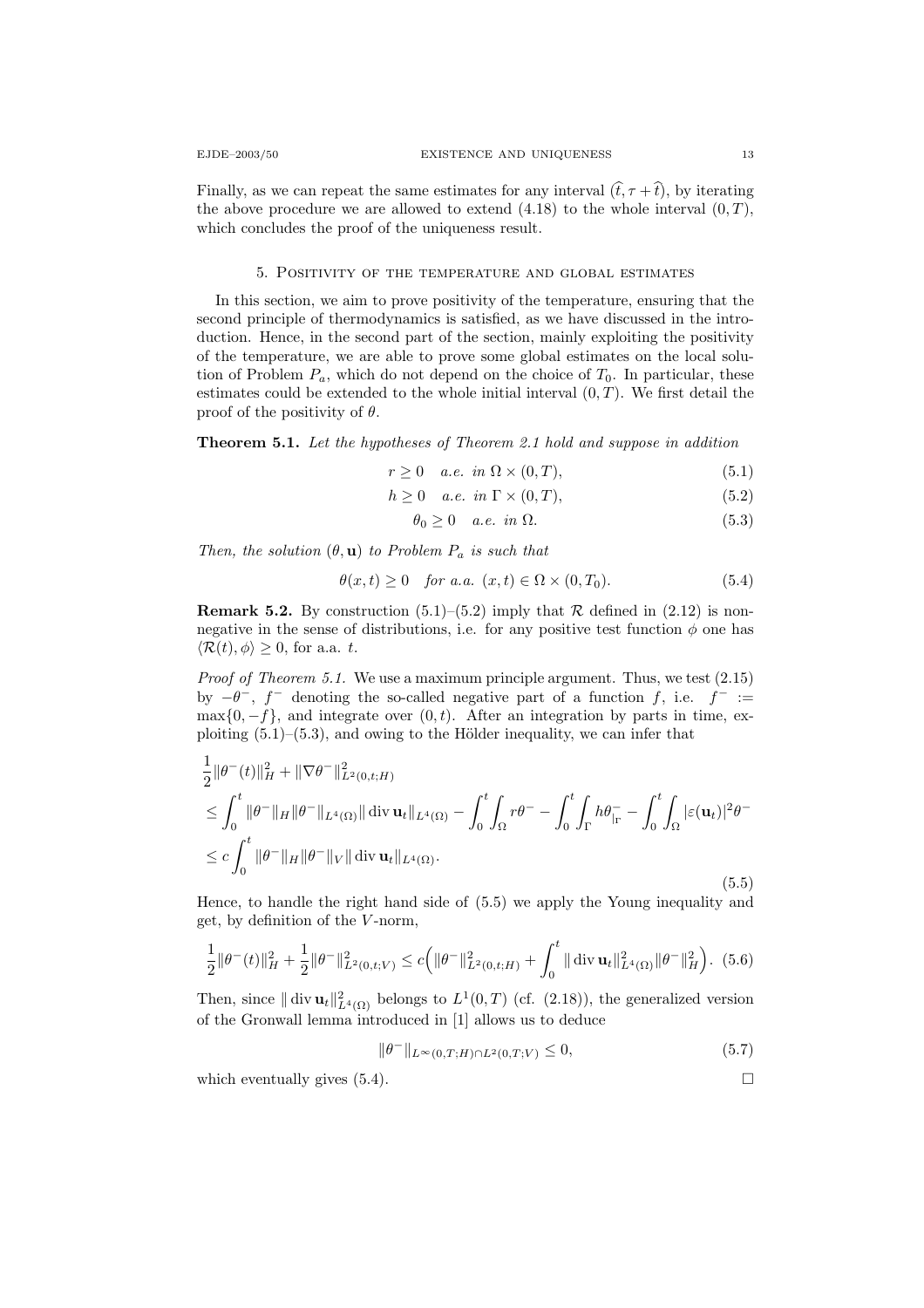Finally, as we can repeat the same estimates for any interval $(\widehat{t}, \tau + \widehat{t})$, by iterating the above procedure we are allowed to extend (4.18) to the whole interval $(0,T)$, which concludes the proof of the uniqueness result.

## 5. Positivity of the temperature and global estimates

In this section, we aim to prove positivity of the temperature, ensuring that the second principle of thermodynamics is satisfied, as we have discussed in the introduction. Hence, in the second part of the section, mainly exploiting the positivity of the temperature, we are able to prove some global estimates on the local solution of Problem $P_a$, which do not depend on the choice of $T_0$. In particular, these estimates could be extended to the whole initial interval $(0,T)$. We first detail the proof of the positivity of $\theta$.

**Theorem 5.1.** *Let the hypotheses of Theorem 2.1 hold and suppose in addition*

$$r \geq 0 \quad a.e. \ in \ \Omega \times (0,T), \tag{5.1}$$

$$h \geq 0 \quad a.e. \ in \ \Gamma \times (0,T), \tag{5.2}$$

$$\theta_0 \geq 0 \quad a.e. \ in \ \Omega. \tag{5.3}$$

*Then, the solution $(\theta, \mathbf{u})$ to Problem $P_a$ is such that*

$$\theta(x,t) \geq 0 \quad for \ a.a. \ (x,t) \in \Omega \times (0,T_0). \tag{5.4}$$

**Remark 5.2.** By construction (5.1)–(5.2) imply that $\mathcal{R}$ defined in (2.12) is nonnegative in the sense of distributions, i.e. for any positive test function $\phi$ one has $\langle \mathcal{R}(t), \phi \rangle \geq 0$, for a.a. $t$.

*Proof of Theorem 5.1.* We use a maximum principle argument. Thus, we test (2.15) by $-\theta^-$, $f^-$ denoting the so-called negative part of a function $f$, i.e. $f^- := \max\{0, -f\}$, and integrate over $(0,t)$. After an integration by parts in time, exploiting (5.1)–(5.3), and owing to the Hölder inequality, we can infer that

$$\begin{aligned}
&\frac{1}{2}\|\theta^-(t)\|_H^2 + \|\nabla\theta^-\|_{L^2(0,t;H)}^2 \\
&\leq \int_0^t \|\theta^-\|_H \|\theta^-\|_{L^4(\Omega)} \|\operatorname{div} \mathbf{u}_t\|_{L^4(\Omega)} - \int_0^t \int_\Omega r\theta^- - \int_0^t \int_\Gamma h\theta^-_{|\Gamma} - \int_0^t \int_\Omega |\varepsilon(\mathbf{u}_t)|^2 \theta^- \\
&\leq c \int_0^t \|\theta^-\|_H \|\theta^-\|_V \|\operatorname{div} \mathbf{u}_t\|_{L^4(\Omega)}.
\end{aligned} \tag{5.5}$$

Hence, to handle the right hand side of (5.5) we apply the Young inequality and get, by definition of the $V$-norm,

$$\frac{1}{2}\|\theta^-(t)\|_H^2 + \frac{1}{2}\|\theta^-\|_{L^2(0,t;V)}^2 \leq c\Big( \|\theta^-\|_{L^2(0,t;H)}^2 + \int_0^t \|\operatorname{div} \mathbf{u}_t\|_{L^4(\Omega)}^2 \|\theta^-\|_H^2 \Big). \tag{5.6}$$

Then, since $\|\operatorname{div} \mathbf{u}_t\|_{L^4(\Omega)}^2$ belongs to $L^1(0,T)$ (cf. (2.18)), the generalized version of the Gronwall lemma introduced in [1] allows us to deduce

$$\|\theta^-\|_{L^\infty(0,T;H) \cap L^2(0,T;V)} \leq 0, \tag{5.7}$$

which eventually gives (5.4). $\square$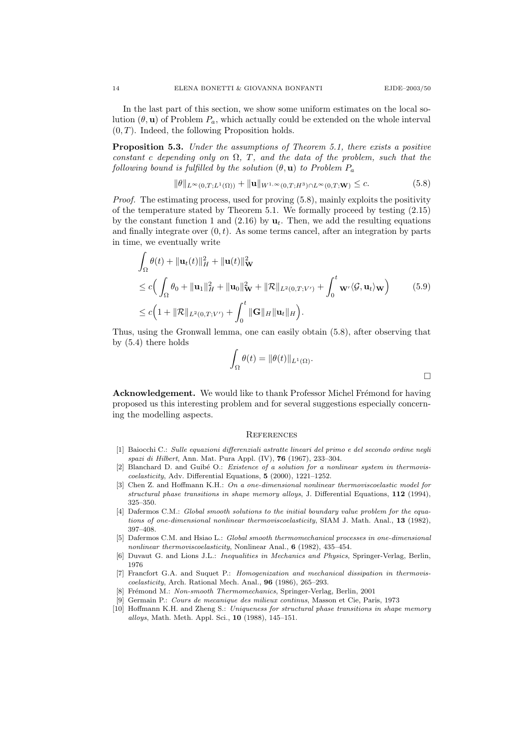In the last part of this section, we show some uniform estimates on the local solution $(\theta, \mathbf{u})$ of Problem $P_a$, which actually could be extended on the whole interval $(0, T)$. Indeed, the following Proposition holds.

**Proposition 5.3.** *Under the assumptions of Theorem 5.1, there exists a positive constant $c$ depending only on $\Omega$, $T$, and the data of the problem, such that the following bound is fulfilled by the solution $(\theta, \mathbf{u})$ to Problem $P_a$*

$$\|\theta\|_{L^\infty(0,T;L^1(\Omega))} + \|\mathbf{u}\|_{W^{1,\infty}(0,T;H^3)\cap L^\infty(0,T;\mathbf{W})} \le c. \tag{5.8}$$

*Proof.* The estimating process, used for proving (5.8), mainly exploits the positivity of the temperature stated by Theorem 5.1. We formally proceed by testing (2.15) by the constant function 1 and (2.16) by $\mathbf{u}_t$. Then, we add the resulting equations and finally integrate over $(0, t)$. As some terms cancel, after an integration by parts in time, we eventually write

$$\begin{aligned}
&\int_\Omega \theta(t) + \|\mathbf{u}_t(t)\|_H^2 + \|\mathbf{u}(t)\|_{\mathbf{W}}^2 \\
&\le c\Big( \int_\Omega \theta_0 + \|\mathbf{u}_1\|_H^2 + \|\mathbf{u}_0\|_{\mathbf{W}}^2 + \|\mathcal{R}\|_{L^2(0,T;V')} + \int_0^t {}_{\mathbf{W}'}\langle \mathcal{G}, \mathbf{u}_t \rangle_{\mathbf{W}} \Big) \\
&\le c\Big( 1 + \|\mathcal{R}\|_{L^2(0,T;V')} + \int_0^t \|\mathbf{G}\|_H \|\mathbf{u}_t\|_H \Big).
\end{aligned} \tag{5.9}$$

Thus, using the Gronwall lemma, one can easily obtain (5.8), after observing that by (5.4) there holds

$$\int_\Omega \theta(t) = \|\theta(t)\|_{L^1(\Omega)}.$$

□

**Acknowledgement.** We would like to thank Professor Michel Frémond for having proposed us this interesting problem and for several suggestions especially concerning the modelling aspects.

## References

[1] Baiocchi C.: *Sulle equazioni differenziali astratte lineari del primo e del secondo ordine negli spazi di Hilbert*, Ann. Mat. Pura Appl. (IV), **76** (1967), 233–304.

[2] Blanchard D. and Guibé O.: *Existence of a solution for a nonlinear system in thermoviscoelasticity*, Adv. Differential Equations, **5** (2000), 1221–1252.

[3] Chen Z. and Hoffmann K.H.: *On a one-dimensional nonlinear thermoviscoelastic model for structural phase transitions in shape memory alloys*, J. Differential Equations, **112** (1994), 325–350.

[4] Dafermos C.M.: *Global smooth solutions to the initial boundary value problem for the equations of one-dimensional nonlinear thermoviscoelasticity*, SIAM J. Math. Anal., **13** (1982), 397–408.

[5] Dafermos C.M. and Hsiao L.: *Global smooth thermomechanical processes in one-dimensional nonlinear thermoviscoelasticity*, Nonlinear Anal., **6** (1982), 435–454.

[6] Duvaut G. and Lions J.L.: *Inequalities in Mechanics and Physics*, Springer-Verlag, Berlin, 1976

[7] Francfort G.A. and Suquet P.: *Homogenization and mechanical dissipation in thermoviscoelasticity*, Arch. Rational Mech. Anal., **96** (1986), 265–293.

[8] Frémond M.: *Non-smooth Thermomechanics*, Springer-Verlag, Berlin, 2001

[9] Germain P.: *Cours de mecanique des milieux continus*, Masson et Cie, Paris, 1973

[10] Hoffmann K.H. and Zheng S.: *Uniqueness for structural phase transitions in shape memory alloys*, Math. Meth. Appl. Sci., **10** (1988), 145–151.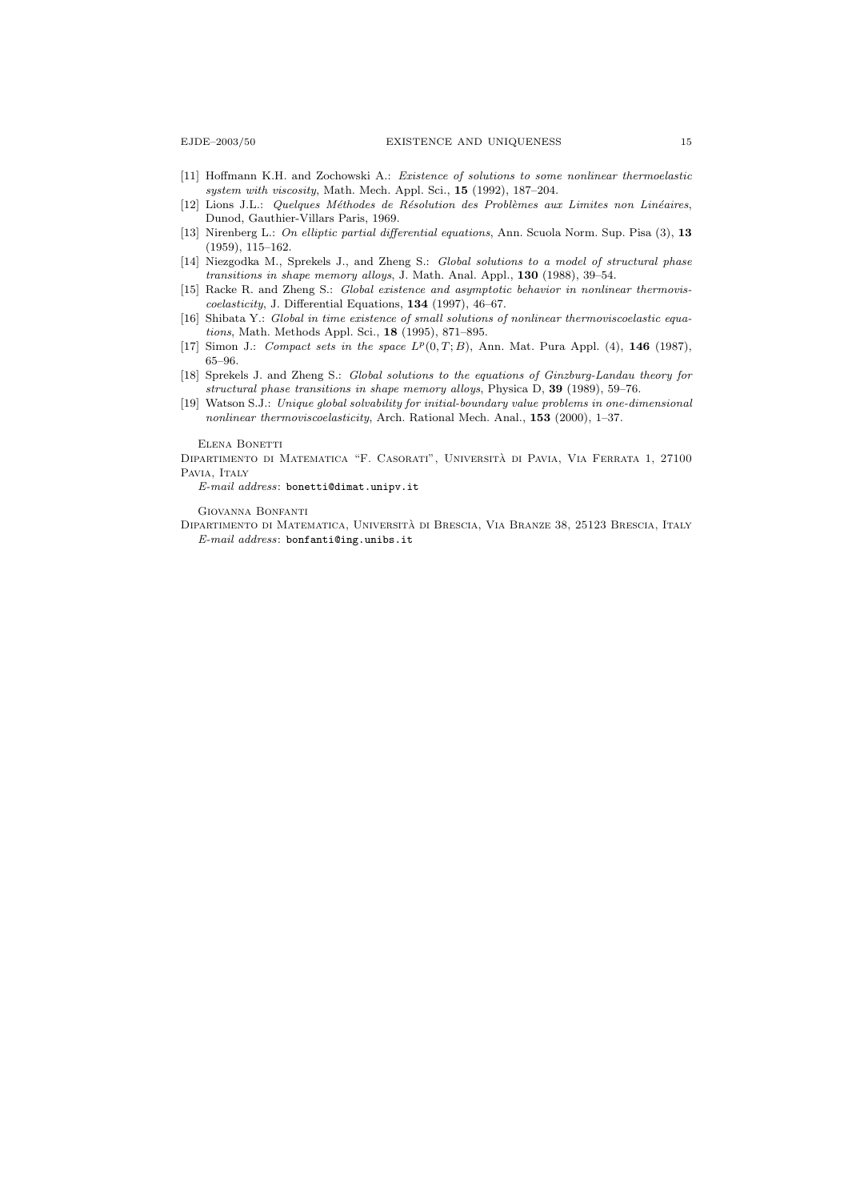[11] Hoffmann K.H. and Zochowski A.: *Existence of solutions to some nonlinear thermoelastic system with viscosity*, Math. Mech. Appl. Sci., **15** (1992), 187–204.

[12] Lions J.L.: *Quelques Méthodes de Résolution des Problèmes aux Limites non Linéaires*, Dunod, Gauthier-Villars Paris, 1969.

[13] Nirenberg L.: *On elliptic partial differential equations*, Ann. Scuola Norm. Sup. Pisa (3), **13** (1959), 115–162.

[14] Niezgodka M., Sprekels J., and Zheng S.: *Global solutions to a model of structural phase transitions in shape memory alloys*, J. Math. Anal. Appl., **130** (1988), 39–54.

[15] Racke R. and Zheng S.: *Global existence and asymptotic behavior in nonlinear thermoviscoelasticity*, J. Differential Equations, **134** (1997), 46–67.

[16] Shibata Y.: *Global in time existence of small solutions of nonlinear thermoviscoelastic equations*, Math. Methods Appl. Sci., **18** (1995), 871–895.

[17] Simon J.: *Compact sets in the space $L^p(0,T;B)$*, Ann. Mat. Pura Appl. (4), **146** (1987), 65–96.

[18] Sprekels J. and Zheng S.: *Global solutions to the equations of Ginzburg-Landau theory for structural phase transitions in shape memory alloys*, Physica D, **39** (1989), 59–76.

[19] Watson S.J.: *Unique global solvability for initial-boundary value problems in one-dimensional nonlinear thermoviscoelasticity*, Arch. Rational Mech. Anal., **153** (2000), 1–37.

Elena Bonetti

Dipartimento di Matematica "F. Casorati", Università di Pavia, Via Ferrata 1, 27100 Pavia, Italy

*E-mail address*: bonetti@dimat.unipv.it

Giovanna Bonfanti

Dipartimento di Matematica, Università di Brescia, Via Branze 38, 25123 Brescia, Italy

*E-mail address*: bonfanti@ing.unibs.it